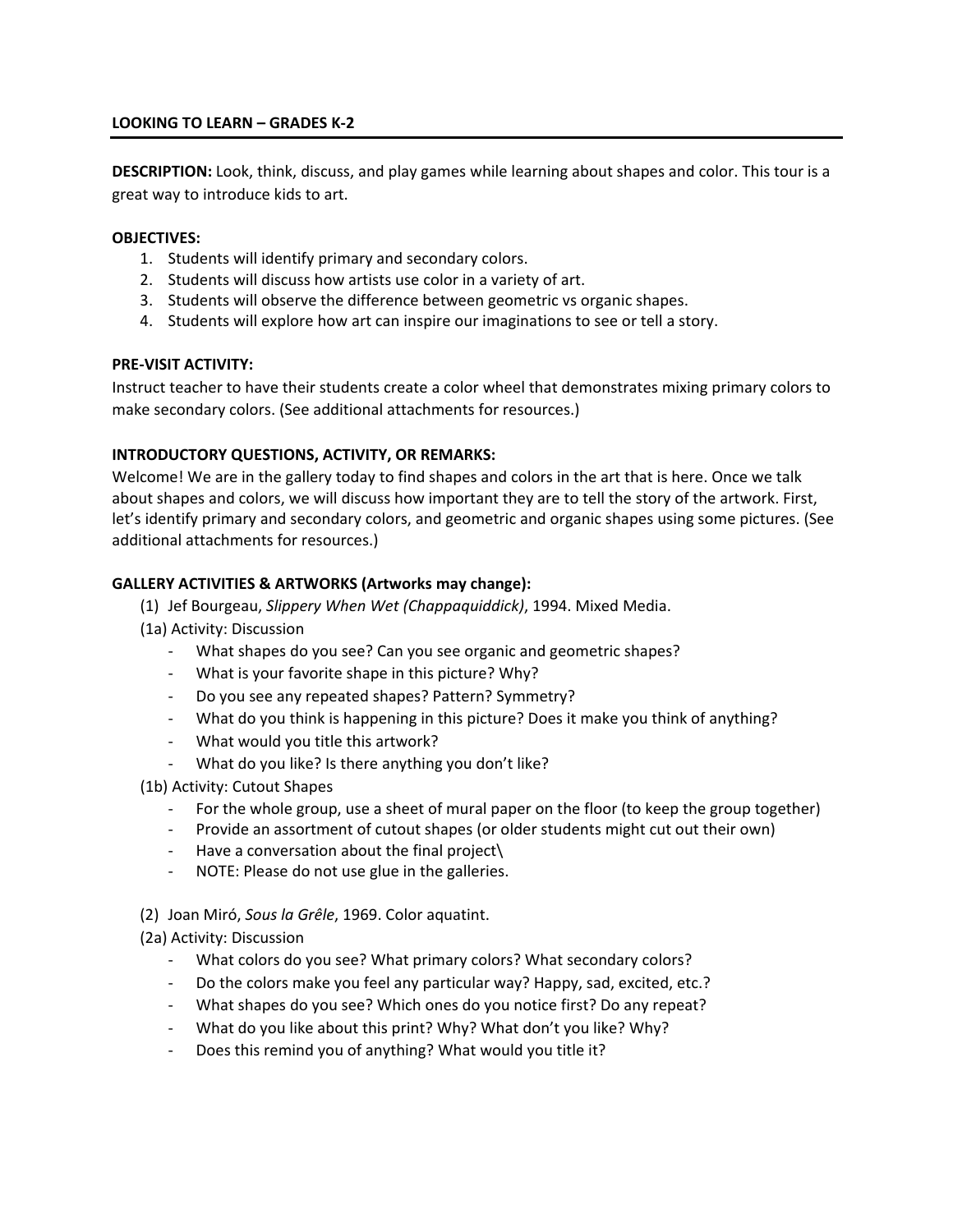**LOOKING TO LEARN – GRADES K-2**

**DESCRIPTION:** Look, think, discuss, and play games while learning about shapes and color. This tour is a great way to introduce kids to art.

**OBJECTIVES:**

1. Students will identify primary and secondary colors.
2. Students will discuss how artists use color in a variety of art.
3. Students will observe the difference between geometric vs organic shapes.
4. Students will explore how art can inspire our imaginations to see or tell a story.

**PRE-VISIT ACTIVITY:**

Instruct teacher to have their students create a color wheel that demonstrates mixing primary colors to make secondary colors. (See additional attachments for resources.)

**INTRODUCTORY QUESTIONS, ACTIVITY, OR REMARKS:**

Welcome! We are in the gallery today to find shapes and colors in the art that is here. Once we talk about shapes and colors, we will discuss how important they are to tell the story of the artwork. First, let's identify primary and secondary colors, and geometric and organic shapes using some pictures. (See additional attachments for resources.)

**GALLERY ACTIVITIES & ARTWORKS (Artworks may change):**

(1) Jef Bourgeau, *Slippery When Wet (Chappaquiddick)*, 1994. Mixed Media.

(1a) Activity: Discussion

- What shapes do you see? Can you see organic and geometric shapes?
- What is your favorite shape in this picture? Why?
- Do you see any repeated shapes? Pattern? Symmetry?
- What do you think is happening in this picture? Does it make you think of anything?
- What would you title this artwork?
- What do you like? Is there anything you don't like?

(1b) Activity: Cutout Shapes

- For the whole group, use a sheet of mural paper on the floor (to keep the group together)
- Provide an assortment of cutout shapes (or older students might cut out their own)
- Have a conversation about the final project\
- NOTE: Please do not use glue in the galleries.

(2) Joan Miró, *Sous la Grêle*, 1969. Color aquatint.

(2a) Activity: Discussion

- What colors do you see? What primary colors? What secondary colors?
- Do the colors make you feel any particular way? Happy, sad, excited, etc.?
- What shapes do you see? Which ones do you notice first? Do any repeat?
- What do you like about this print? Why? What don't you like? Why?
- Does this remind you of anything? What would you title it?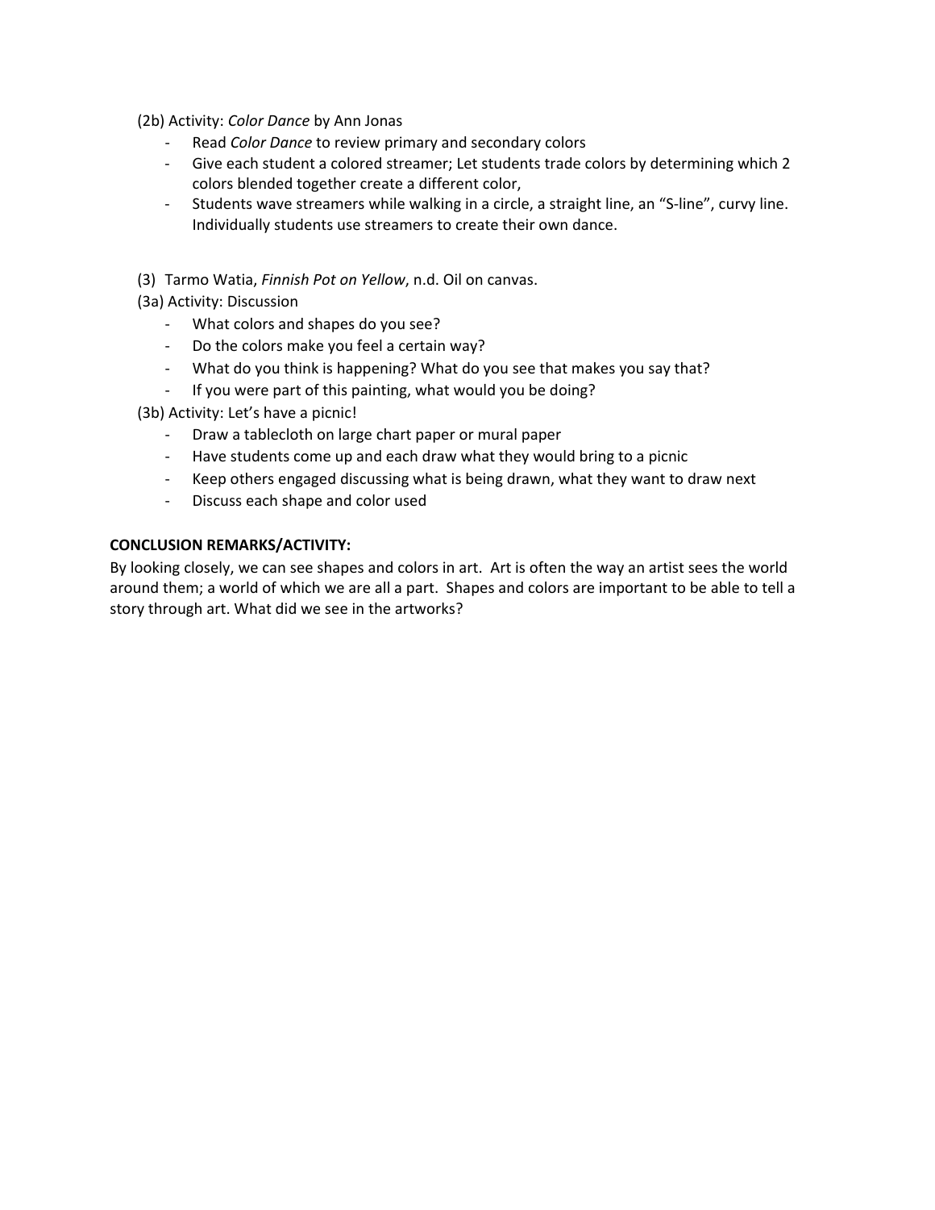(2b) Activity: *Color Dance* by Ann Jonas

- Read *Color Dance* to review primary and secondary colors
- Give each student a colored streamer; Let students trade colors by determining which 2 colors blended together create a different color,
- Students wave streamers while walking in a circle, a straight line, an "S-line", curvy line. Individually students use streamers to create their own dance.

(3) Tarmo Watia, *Finnish Pot on Yellow*, n.d. Oil on canvas.

(3a) Activity: Discussion

- What colors and shapes do you see?
- Do the colors make you feel a certain way?
- What do you think is happening? What do you see that makes you say that?
- If you were part of this painting, what would you be doing?

(3b) Activity: Let's have a picnic!

- Draw a tablecloth on large chart paper or mural paper
- Have students come up and each draw what they would bring to a picnic
- Keep others engaged discussing what is being drawn, what they want to draw next
- Discuss each shape and color used

**CONCLUSION REMARKS/ACTIVITY:**

By looking closely, we can see shapes and colors in art. Art is often the way an artist sees the world around them; a world of which we are all a part. Shapes and colors are important to be able to tell a story through art. What did we see in the artworks?